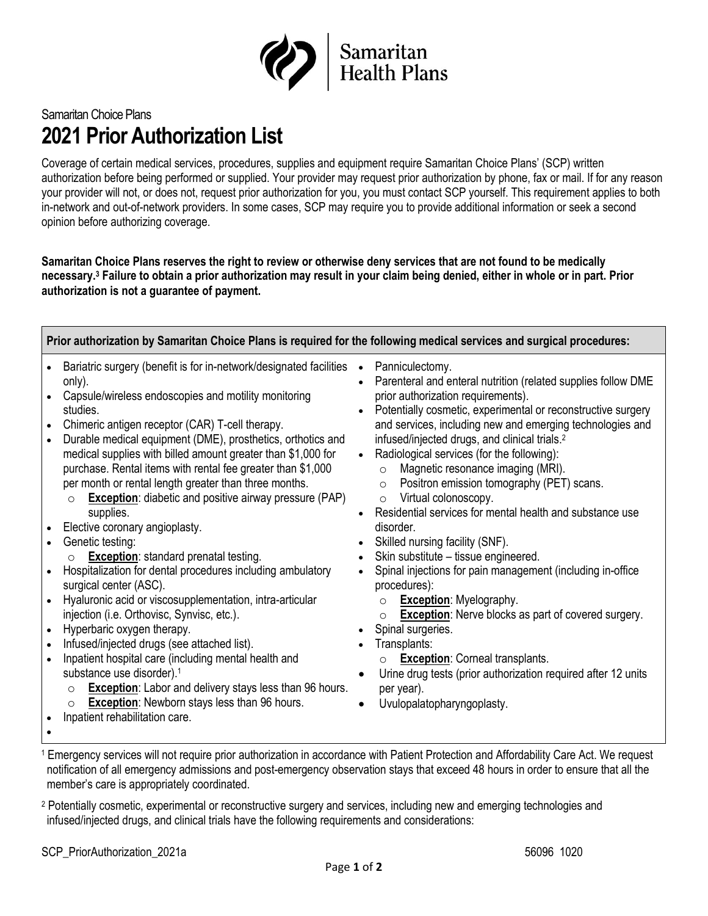Samaritan Health Plans

Samaritan Choice Plans

# 2021 Prior Authorization List

Coverage of certain medical services, procedures, supplies and equipment require Samaritan Choice Plans' (SCP) written authorization before being performed or supplied. Your provider may request prior authorization by phone, fax or mail. If for any reason your provider will not, or does not, request prior authorization for you, you must contact SCP yourself. This requirement applies to both in-network and out-of-network providers. In some cases, SCP may require you to provide additional information or seek a second opinion before authorizing coverage.

**Samaritan Choice Plans reserves the right to review or otherwise deny services that are not found to be medically necessary.[3] Failure to obtain a prior authorization may result in your claim being denied, either in whole or in part. Prior authorization is not a guarantee of payment.**

**Prior authorization by Samaritan Choice Plans is required for the following medical services and surgical procedures:**

- Bariatric surgery (benefit is for in-network/designated facilities only).
- Capsule/wireless endoscopies and motility monitoring studies.
- Chimeric antigen receptor (CAR) T-cell therapy.
- Durable medical equipment (DME), prosthetics, orthotics and medical supplies with billed amount greater than $1,000 for purchase. Rental items with rental fee greater than $1,000 per month or rental length greater than three months.
  - **Exception**: diabetic and positive airway pressure (PAP) supplies.
- Elective coronary angioplasty.
- Genetic testing:
  - **Exception**: standard prenatal testing.
- Hospitalization for dental procedures including ambulatory surgical center (ASC).
- Hyaluronic acid or viscosupplementation, intra-articular injection (i.e. Orthovisc, Synvisc, etc.).
- Hyperbaric oxygen therapy.
- Infused/injected drugs (see attached list).
- Inpatient hospital care (including mental health and substance use disorder).[1]
  - **Exception**: Labor and delivery stays less than 96 hours.
  - **Exception**: Newborn stays less than 96 hours.
- Inpatient rehabilitation care.
- Panniculectomy.
- Parenteral and enteral nutrition (related supplies follow DME prior authorization requirements).
- Potentially cosmetic, experimental or reconstructive surgery and services, including new and emerging technologies and infused/injected drugs, and clinical trials.[2]
- Radiological services (for the following):
  - Magnetic resonance imaging (MRI).
  - Positron emission tomography (PET) scans.
  - Virtual colonoscopy.
- Residential services for mental health and substance use disorder.
- Skilled nursing facility (SNF).
- Skin substitute – tissue engineered.
- Spinal injections for pain management (including in-office procedures):
  - **Exception**: Myelography.
  - **Exception**: Nerve blocks as part of covered surgery.
- Spinal surgeries.
- Transplants:
  - **Exception**: Corneal transplants.
- Urine drug tests (prior authorization required after 12 units per year).
- Uvulopalatopharyngoplasty.

[1] Emergency services will not require prior authorization in accordance with Patient Protection and Affordability Care Act. We request notification of all emergency admissions and post-emergency observation stays that exceed 48 hours in order to ensure that all the member's care is appropriately coordinated.

[2] Potentially cosmetic, experimental or reconstructive surgery and services, including new and emerging technologies and infused/injected drugs, and clinical trials have the following requirements and considerations:

SCP_PriorAuthorization_2021a 56096 1020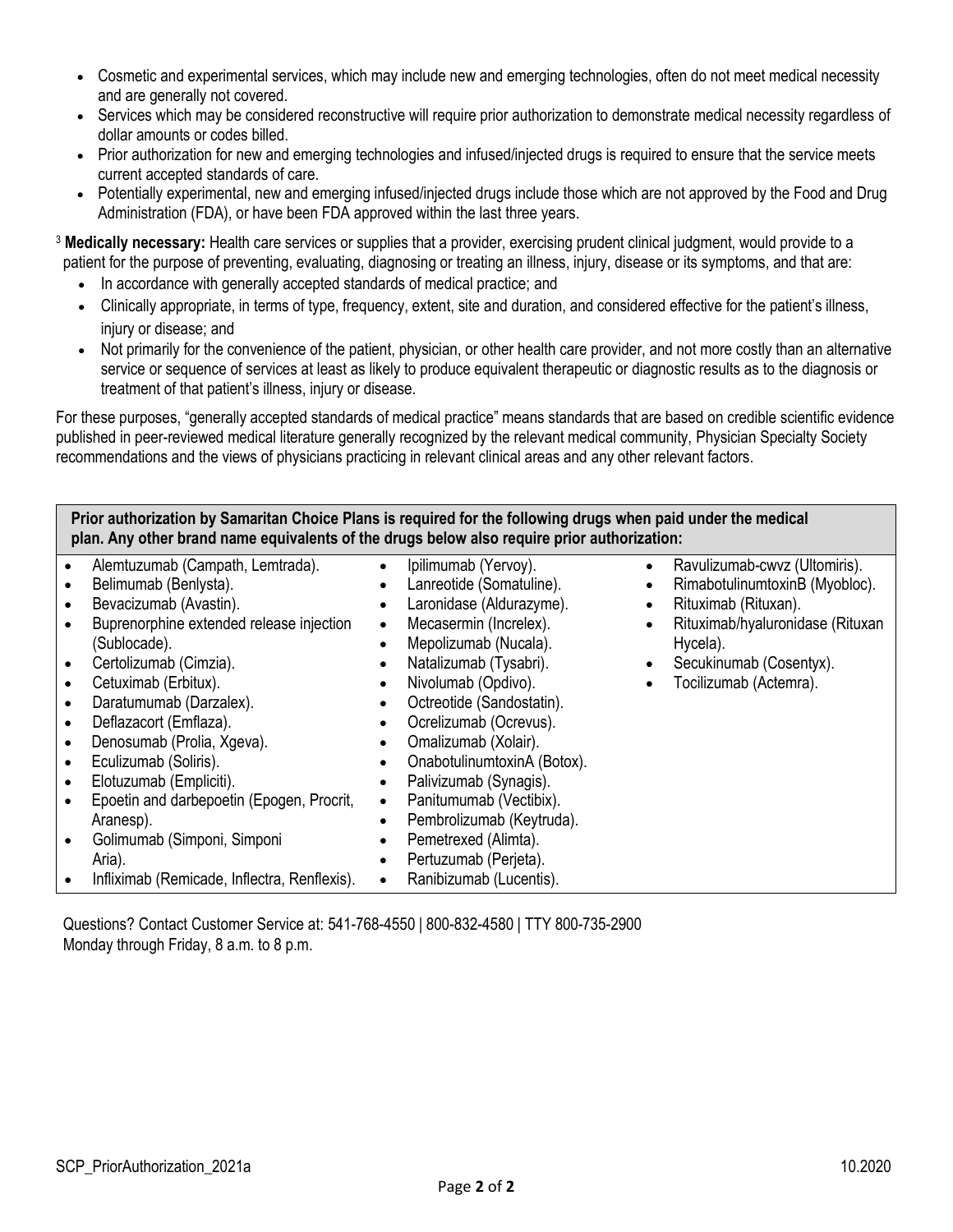- Cosmetic and experimental services, which may include new and emerging technologies, often do not meet medical necessity and are generally not covered.
- Services which may be considered reconstructive will require prior authorization to demonstrate medical necessity regardless of dollar amounts or codes billed.
- Prior authorization for new and emerging technologies and infused/injected drugs is required to ensure that the service meets current accepted standards of care.
- Potentially experimental, new and emerging infused/injected drugs include those which are not approved by the Food and Drug Administration (FDA), or have been FDA approved within the last three years.

[3] **Medically necessary:** Health care services or supplies that a provider, exercising prudent clinical judgment, would provide to a patient for the purpose of preventing, evaluating, diagnosing or treating an illness, injury, disease or its symptoms, and that are:

- In accordance with generally accepted standards of medical practice; and
- Clinically appropriate, in terms of type, frequency, extent, site and duration, and considered effective for the patient's illness, injury or disease; and
- Not primarily for the convenience of the patient, physician, or other health care provider, and not more costly than an alternative service or sequence of services at least as likely to produce equivalent therapeutic or diagnostic results as to the diagnosis or treatment of that patient's illness, injury or disease.

For these purposes, "generally accepted standards of medical practice" means standards that are based on credible scientific evidence published in peer-reviewed medical literature generally recognized by the relevant medical community, Physician Specialty Society recommendations and the views of physicians practicing in relevant clinical areas and any other relevant factors.

**Prior authorization by Samaritan Choice Plans is required for the following drugs when paid under the medical plan. Any other brand name equivalents of the drugs below also require prior authorization:**

- Alemtuzumab (Campath, Lemtrada).
- Belimumab (Benlysta).
- Bevacizumab (Avastin).
- Buprenorphine extended release injection (Sublocade).
- Certolizumab (Cimzia).
- Cetuximab (Erbitux).
- Daratumumab (Darzalex).
- Deflazacort (Emflaza).
- Denosumab (Prolia, Xgeva).
- Eculizumab (Soliris).
- Elotuzumab (Empliciti).
- Epoetin and darbepoetin (Epogen, Procrit, Aranesp).
- Golimumab (Simponi, Simponi Aria).
- Infliximab (Remicade, Inflectra, Renflexis).
- Ipilimumab (Yervoy).
- Lanreotide (Somatuline).
- Laronidase (Aldurazyme).
- Mecasermin (Increlex).
- Mepolizumab (Nucala).
- Natalizumab (Tysabri).
- Nivolumab (Opdivo).
- Octreotide (Sandostatin).
- Ocrelizumab (Ocrevus).
- Omalizumab (Xolair).
- OnabotulinumtoxinA (Botox).
- Palivizumab (Synagis).
- Panitumumab (Vectibix).
- Pembrolizumab (Keytruda).
- Pemetrexed (Alimta).
- Pertuzumab (Perjeta).
- Ranibizumab (Lucentis).
- Ravulizumab-cwvz (Ultomiris).
- RimabotulinumtoxinB (Myobloc).
- Rituximab (Rituxan).
- Rituximab/hyaluronidase (Rituxan Hycela).
- Secukinumab (Cosentyx).
- Tocilizumab (Actemra).

Questions? Contact Customer Service at: 541-768-4550 | 800-832-4580 | TTY 800-735-2900
Monday through Friday, 8 a.m. to 8 p.m.

SCP_PriorAuthorization_2021a

10.2020